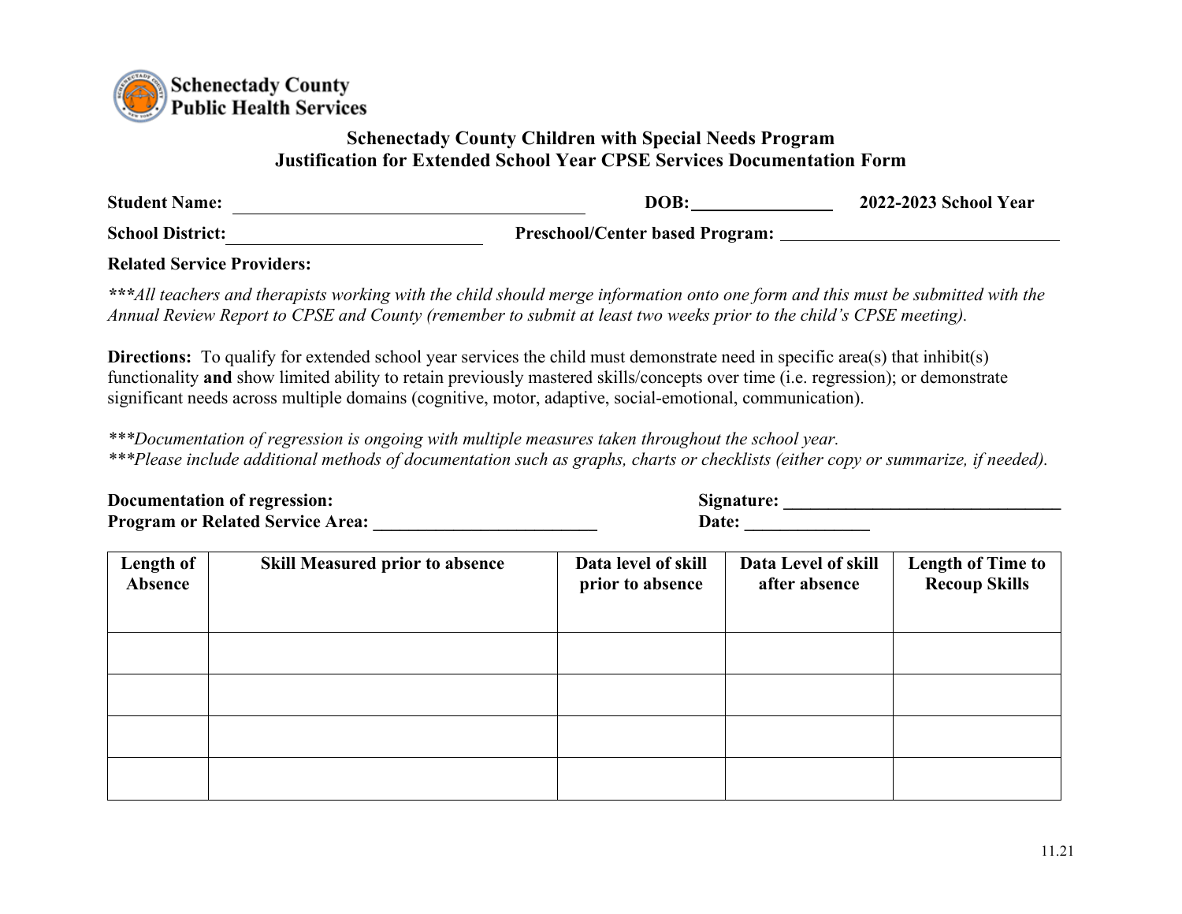**Schenectady County Public Health Services**

## Schenectady County Children with Special Needs Program
## Justification for Extended School Year CPSE Services Documentation Form

**Student Name:** ________________________________________ **DOB:**________________ **2022-2023 School Year**

**School District:**______________________________ **Preschool/Center based Program:** ________________________________

**Related Service Providers:**

*****All teachers and therapists working with the child should merge information onto one form and this must be submitted with the Annual Review Report to CPSE and County (remember to submit at least two weeks prior to the child's CPSE meeting).*

**Directions:** To qualify for extended school year services the child must demonstrate need in specific area(s) that inhibit(s) functionality **and** show limited ability to retain previously mastered skills/concepts over time (i.e. regression); or demonstrate significant needs across multiple domains (cognitive, motor, adaptive, social-emotional, communication).

****Documentation of regression is ongoing with multiple measures taken throughout the school year.*
****Please include additional methods of documentation such as graphs, charts or checklists (either copy or summarize, if needed).*

**Documentation of regression:**
**Program or Related Service Area:** _________________________

**Signature:** _______________________________
**Date:** ______________

| Length of Absence | Skill Measured prior to absence | Data level of skill prior to absence | Data Level of skill after absence | Length of Time to Recoup Skills |
|---|---|---|---|---|
| | | | | |
| | | | | |
| | | | | |
| | | | | |

11.21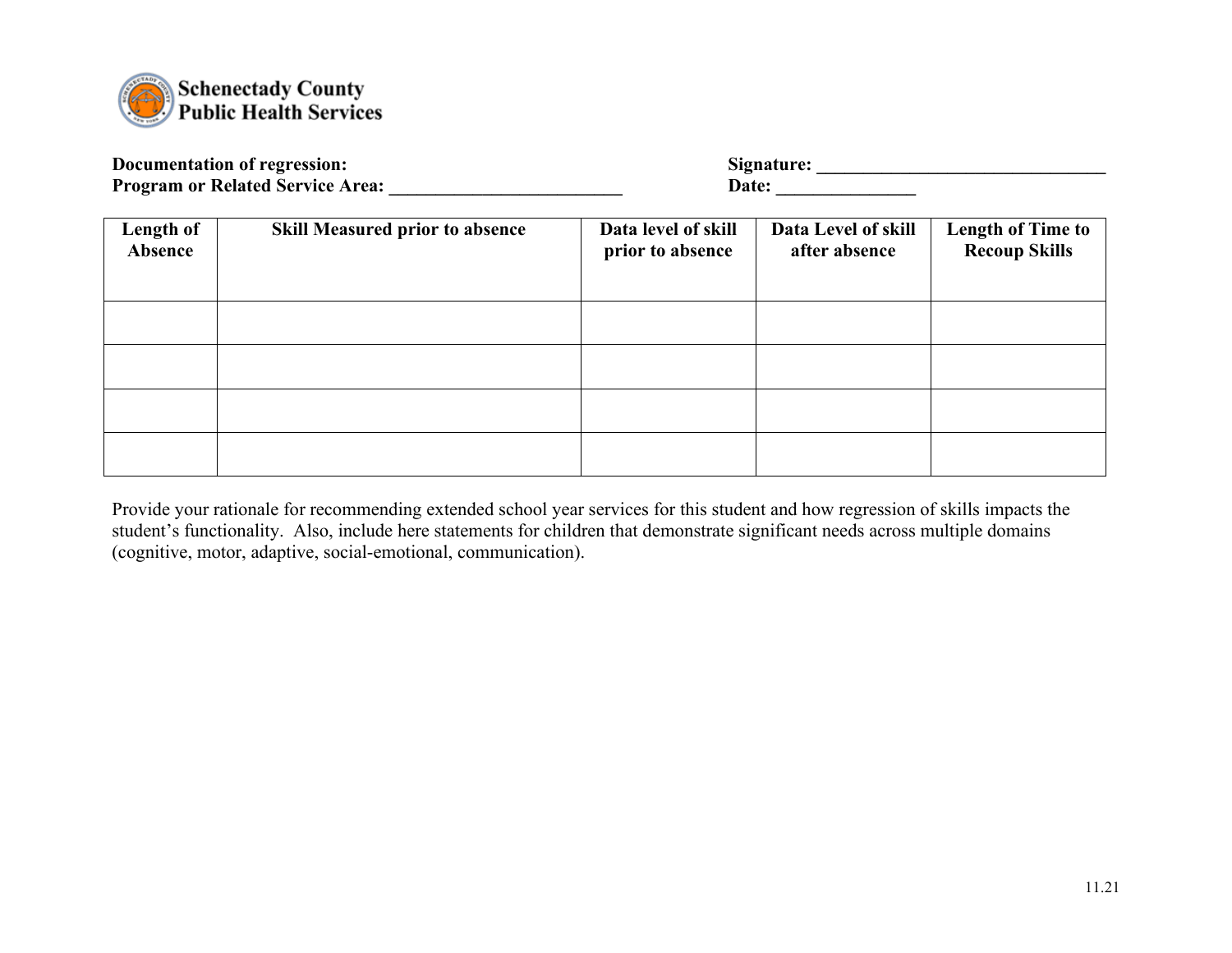**Schenectady County Public Health Services**

**Documentation of regression:**
**Program or Related Service Area:** _________________________

**Signature:** _______________________________
**Date:** _______________

| Length of Absence | Skill Measured prior to absence | Data level of skill prior to absence | Data Level of skill after absence | Length of Time to Recoup Skills |
|---|---|---|---|---|
| | | | | |
| | | | | |
| | | | | |
| | | | | |

Provide your rationale for recommending extended school year services for this student and how regression of skills impacts the student's functionality. Also, include here statements for children that demonstrate significant needs across multiple domains (cognitive, motor, adaptive, social-emotional, communication).

11.21